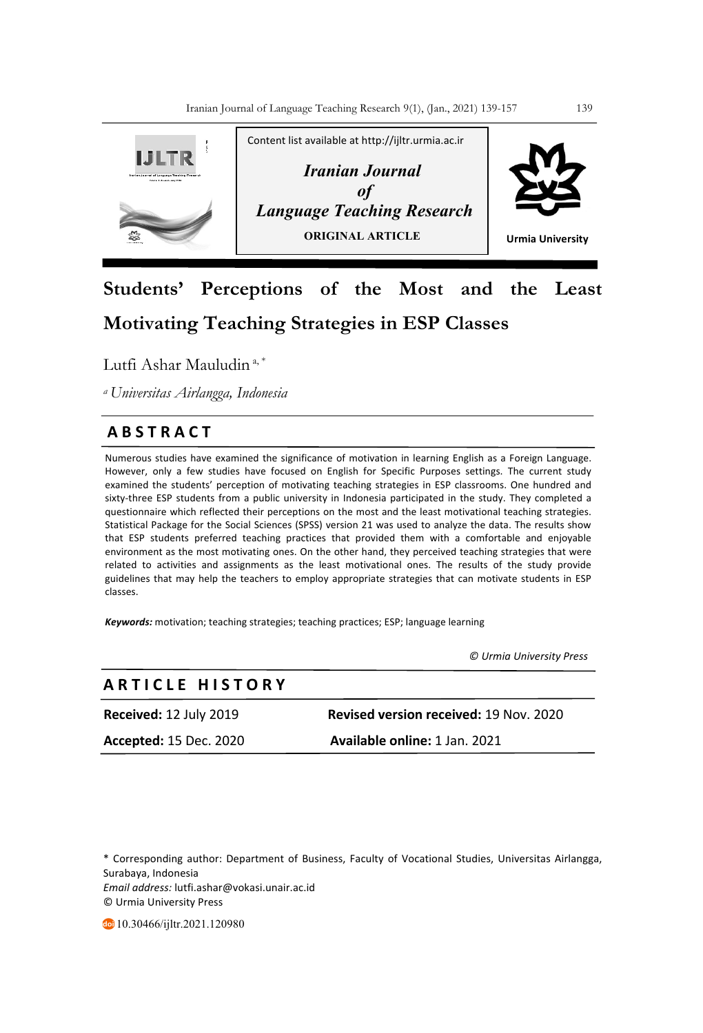Content list available at http://ijltr.urmia.ac.ir

*Iranian Journal of Language Teaching Research*

ORIGINAL ARTICLE

Urmia University

# Students' Perceptions of the Most and the Least Motivating Teaching Strategies in ESP Classes

Lutfi Ashar Mauludin [a, *]

[a] *Universitas Airlangga, Indonesia*

## ABSTRACT

Numerous studies have examined the significance of motivation in learning English as a Foreign Language. However, only a few studies have focused on English for Specific Purposes settings. The current study examined the students' perception of motivating teaching strategies in ESP classrooms. One hundred and sixty-three ESP students from a public university in Indonesia participated in the study. They completed a questionnaire which reflected their perceptions on the most and the least motivational teaching strategies. Statistical Package for the Social Sciences (SPSS) version 21 was used to analyze the data. The results show that ESP students preferred teaching practices that provided them with a comfortable and enjoyable environment as the most motivating ones. On the other hand, they perceived teaching strategies that were related to activities and assignments as the least motivational ones. The results of the study provide guidelines that may help the teachers to employ appropriate strategies that can motivate students in ESP classes.

***Keywords:*** motivation; teaching strategies; teaching practices; ESP; language learning

*© Urmia University Press*

## ARTICLE HISTORY

| | |
|---|---|
| **Received:** 12 July 2019 | **Revised version received:** 19 Nov. 2020 |
| **Accepted:** 15 Dec. 2020 | **Available online:** 1 Jan. 2021 |

\* Corresponding author: Department of Business, Faculty of Vocational Studies, Universitas Airlangga, Surabaya, Indonesia

*Email address:* lutfi.ashar@vokasi.unair.ac.id

© Urmia University Press

10.30466/ijltr.2021.120980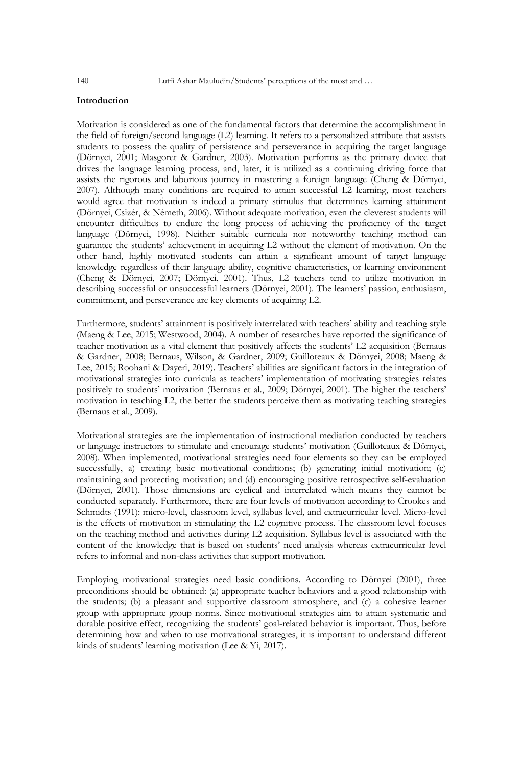**Introduction**

Motivation is considered as one of the fundamental factors that determine the accomplishment in the field of foreign/second language (L2) learning. It refers to a personalized attribute that assists students to possess the quality of persistence and perseverance in acquiring the target language (Dörnyei, 2001; Masgoret & Gardner, 2003). Motivation performs as the primary device that drives the language learning process, and, later, it is utilized as a continuing driving force that assists the rigorous and laborious journey in mastering a foreign language (Cheng & Dörnyei, 2007). Although many conditions are required to attain successful L2 learning, most teachers would agree that motivation is indeed a primary stimulus that determines learning attainment (Dörnyei, Csizér, & Németh, 2006). Without adequate motivation, even the cleverest students will encounter difficulties to endure the long process of achieving the proficiency of the target language (Dörnyei, 1998). Neither suitable curricula nor noteworthy teaching method can guarantee the students' achievement in acquiring L2 without the element of motivation. On the other hand, highly motivated students can attain a significant amount of target language knowledge regardless of their language ability, cognitive characteristics, or learning environment (Cheng & Dörnyei, 2007; Dörnyei, 2001). Thus, L2 teachers tend to utilize motivation in describing successful or unsuccessful learners (Dörnyei, 2001). The learners' passion, enthusiasm, commitment, and perseverance are key elements of acquiring L2.

Furthermore, students' attainment is positively interrelated with teachers' ability and teaching style (Maeng & Lee, 2015; Westwood, 2004). A number of researches have reported the significance of teacher motivation as a vital element that positively affects the students' L2 acquisition (Bernaus & Gardner, 2008; Bernaus, Wilson, & Gardner, 2009; Guilloteaux & Dörnyei, 2008; Maeng & Lee, 2015; Roohani & Dayeri, 2019). Teachers' abilities are significant factors in the integration of motivational strategies into curricula as teachers' implementation of motivating strategies relates positively to students' motivation (Bernaus et al., 2009; Dörnyei, 2001). The higher the teachers' motivation in teaching L2, the better the students perceive them as motivating teaching strategies (Bernaus et al., 2009).

Motivational strategies are the implementation of instructional mediation conducted by teachers or language instructors to stimulate and encourage students' motivation (Guilloteaux & Dörnyei, 2008). When implemented, motivational strategies need four elements so they can be employed successfully, a) creating basic motivational conditions; (b) generating initial motivation; (c) maintaining and protecting motivation; and (d) encouraging positive retrospective self-evaluation (Dörnyei, 2001). Those dimensions are cyclical and interrelated which means they cannot be conducted separately. Furthermore, there are four levels of motivation according to Crookes and Schmidts (1991): micro-level, classroom level, syllabus level, and extracurricular level. Micro-level is the effects of motivation in stimulating the L2 cognitive process. The classroom level focuses on the teaching method and activities during L2 acquisition. Syllabus level is associated with the content of the knowledge that is based on students' need analysis whereas extracurricular level refers to informal and non-class activities that support motivation.

Employing motivational strategies need basic conditions. According to Dörnyei (2001), three preconditions should be obtained: (a) appropriate teacher behaviors and a good relationship with the students; (b) a pleasant and supportive classroom atmosphere, and (c) a cohesive learner group with appropriate group norms. Since motivational strategies aim to attain systematic and durable positive effect, recognizing the students' goal-related behavior is important. Thus, before determining how and when to use motivational strategies, it is important to understand different kinds of students' learning motivation (Lee & Yi, 2017).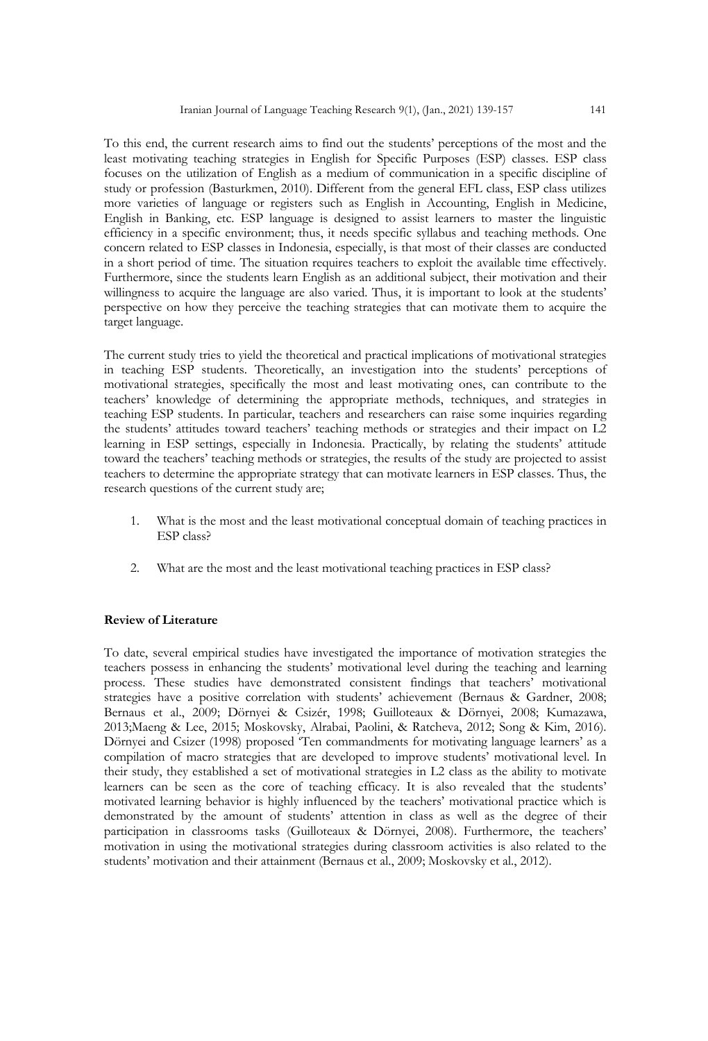To this end, the current research aims to find out the students' perceptions of the most and the least motivating teaching strategies in English for Specific Purposes (ESP) classes. ESP class focuses on the utilization of English as a medium of communication in a specific discipline of study or profession (Basturkmen, 2010). Different from the general EFL class, ESP class utilizes more varieties of language or registers such as English in Accounting, English in Medicine, English in Banking, etc. ESP language is designed to assist learners to master the linguistic efficiency in a specific environment; thus, it needs specific syllabus and teaching methods. One concern related to ESP classes in Indonesia, especially, is that most of their classes are conducted in a short period of time. The situation requires teachers to exploit the available time effectively. Furthermore, since the students learn English as an additional subject, their motivation and their willingness to acquire the language are also varied. Thus, it is important to look at the students' perspective on how they perceive the teaching strategies that can motivate them to acquire the target language.

The current study tries to yield the theoretical and practical implications of motivational strategies in teaching ESP students. Theoretically, an investigation into the students' perceptions of motivational strategies, specifically the most and least motivating ones, can contribute to the teachers' knowledge of determining the appropriate methods, techniques, and strategies in teaching ESP students. In particular, teachers and researchers can raise some inquiries regarding the students' attitudes toward teachers' teaching methods or strategies and their impact on L2 learning in ESP settings, especially in Indonesia. Practically, by relating the students' attitude toward the teachers' teaching methods or strategies, the results of the study are projected to assist teachers to determine the appropriate strategy that can motivate learners in ESP classes. Thus, the research questions of the current study are;

1. What is the most and the least motivational conceptual domain of teaching practices in ESP class?
2. What are the most and the least motivational teaching practices in ESP class?

**Review of Literature**

To date, several empirical studies have investigated the importance of motivation strategies the teachers possess in enhancing the students' motivational level during the teaching and learning process. These studies have demonstrated consistent findings that teachers' motivational strategies have a positive correlation with students' achievement (Bernaus & Gardner, 2008; Bernaus et al., 2009; Dörnyei & Csizér, 1998; Guilloteaux & Dörnyei, 2008; Kumazawa, 2013;Maeng & Lee, 2015; Moskovsky, Alrabai, Paolini, & Ratcheva, 2012; Song & Kim, 2016). Dörnyei and Csizer (1998) proposed 'Ten commandments for motivating language learners' as a compilation of macro strategies that are developed to improve students' motivational level. In their study, they established a set of motivational strategies in L2 class as the ability to motivate learners can be seen as the core of teaching efficacy. It is also revealed that the students' motivated learning behavior is highly influenced by the teachers' motivational practice which is demonstrated by the amount of students' attention in class as well as the degree of their participation in classrooms tasks (Guilloteaux & Dörnyei, 2008). Furthermore, the teachers' motivation in using the motivational strategies during classroom activities is also related to the students' motivation and their attainment (Bernaus et al., 2009; Moskovsky et al., 2012).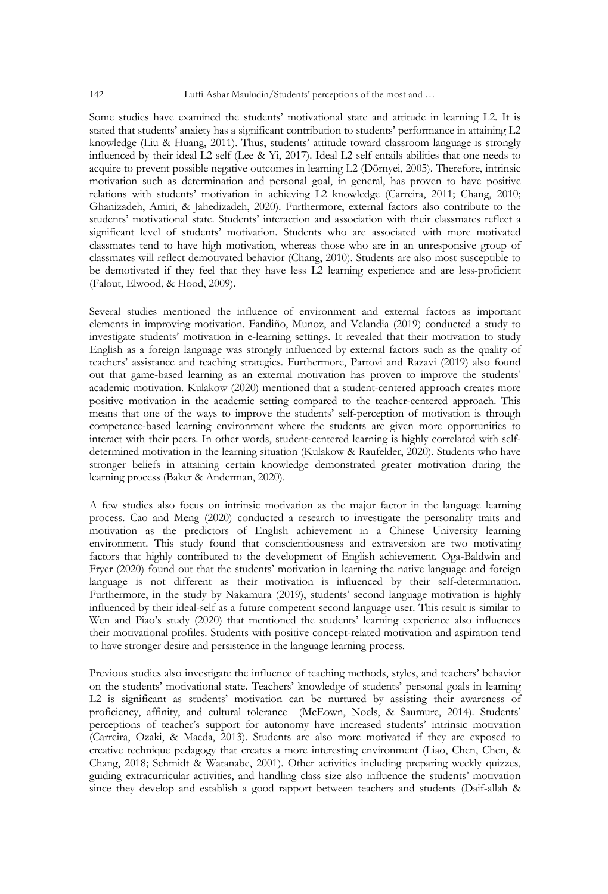Some studies have examined the students' motivational state and attitude in learning L2. It is stated that students' anxiety has a significant contribution to students' performance in attaining L2 knowledge (Liu & Huang, 2011). Thus, students' attitude toward classroom language is strongly influenced by their ideal L2 self (Lee & Yi, 2017). Ideal L2 self entails abilities that one needs to acquire to prevent possible negative outcomes in learning L2 (Dörnyei, 2005). Therefore, intrinsic motivation such as determination and personal goal, in general, has proven to have positive relations with students' motivation in achieving L2 knowledge (Carreira, 2011; Chang, 2010; Ghanizadeh, Amiri, & Jahedizadeh, 2020). Furthermore, external factors also contribute to the students' motivational state. Students' interaction and association with their classmates reflect a significant level of students' motivation. Students who are associated with more motivated classmates tend to have high motivation, whereas those who are in an unresponsive group of classmates will reflect demotivated behavior (Chang, 2010). Students are also most susceptible to be demotivated if they feel that they have less L2 learning experience and are less-proficient (Falout, Elwood, & Hood, 2009).

Several studies mentioned the influence of environment and external factors as important elements in improving motivation. Fandiño, Munoz, and Velandia (2019) conducted a study to investigate students' motivation in e-learning settings. It revealed that their motivation to study English as a foreign language was strongly influenced by external factors such as the quality of teachers' assistance and teaching strategies. Furthermore, Partovi and Razavi (2019) also found out that game-based learning as an external motivation has proven to improve the students' academic motivation. Kulakow (2020) mentioned that a student-centered approach creates more positive motivation in the academic setting compared to the teacher-centered approach. This means that one of the ways to improve the students' self-perception of motivation is through competence-based learning environment where the students are given more opportunities to interact with their peers. In other words, student-centered learning is highly correlated with self-determined motivation in the learning situation (Kulakow & Raufelder, 2020). Students who have stronger beliefs in attaining certain knowledge demonstrated greater motivation during the learning process (Baker & Anderman, 2020).

A few studies also focus on intrinsic motivation as the major factor in the language learning process. Cao and Meng (2020) conducted a research to investigate the personality traits and motivation as the predictors of English achievement in a Chinese University learning environment. This study found that conscientiousness and extraversion are two motivating factors that highly contributed to the development of English achievement. Oga-Baldwin and Fryer (2020) found out that the students' motivation in learning the native language and foreign language is not different as their motivation is influenced by their self-determination. Furthermore, in the study by Nakamura (2019), students' second language motivation is highly influenced by their ideal-self as a future competent second language user. This result is similar to Wen and Piao's study (2020) that mentioned the students' learning experience also influences their motivational profiles. Students with positive concept-related motivation and aspiration tend to have stronger desire and persistence in the language learning process.

Previous studies also investigate the influence of teaching methods, styles, and teachers' behavior on the students' motivational state. Teachers' knowledge of students' personal goals in learning L2 is significant as students' motivation can be nurtured by assisting their awareness of proficiency, affinity, and cultural tolerance (McEown, Noels, & Saumure, 2014). Students' perceptions of teacher's support for autonomy have increased students' intrinsic motivation (Carreira, Ozaki, & Maeda, 2013). Students are also more motivated if they are exposed to creative technique pedagogy that creates a more interesting environment (Liao, Chen, Chen, & Chang, 2018; Schmidt & Watanabe, 2001). Other activities including preparing weekly quizzes, guiding extracurricular activities, and handling class size also influence the students' motivation since they develop and establish a good rapport between teachers and students (Daif-allah &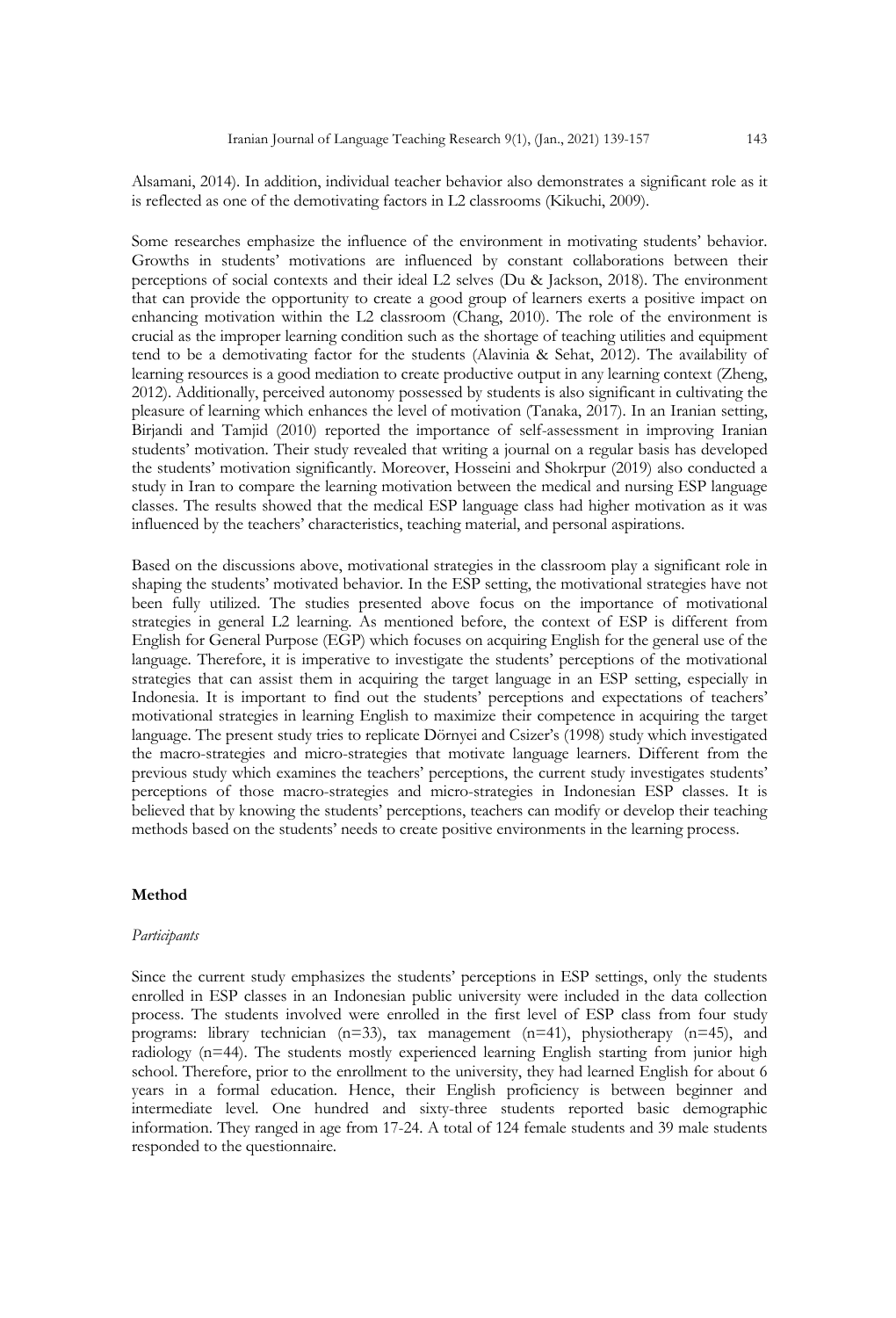Alsamani, 2014). In addition, individual teacher behavior also demonstrates a significant role as it is reflected as one of the demotivating factors in L2 classrooms (Kikuchi, 2009).

Some researches emphasize the influence of the environment in motivating students' behavior. Growths in students' motivations are influenced by constant collaborations between their perceptions of social contexts and their ideal L2 selves (Du & Jackson, 2018). The environment that can provide the opportunity to create a good group of learners exerts a positive impact on enhancing motivation within the L2 classroom (Chang, 2010). The role of the environment is crucial as the improper learning condition such as the shortage of teaching utilities and equipment tend to be a demotivating factor for the students (Alavinia & Sehat, 2012). The availability of learning resources is a good mediation to create productive output in any learning context (Zheng, 2012). Additionally, perceived autonomy possessed by students is also significant in cultivating the pleasure of learning which enhances the level of motivation (Tanaka, 2017). In an Iranian setting, Birjandi and Tamjid (2010) reported the importance of self-assessment in improving Iranian students' motivation. Their study revealed that writing a journal on a regular basis has developed the students' motivation significantly. Moreover, Hosseini and Shokrpur (2019) also conducted a study in Iran to compare the learning motivation between the medical and nursing ESP language classes. The results showed that the medical ESP language class had higher motivation as it was influenced by the teachers' characteristics, teaching material, and personal aspirations.

Based on the discussions above, motivational strategies in the classroom play a significant role in shaping the students' motivated behavior. In the ESP setting, the motivational strategies have not been fully utilized. The studies presented above focus on the importance of motivational strategies in general L2 learning. As mentioned before, the context of ESP is different from English for General Purpose (EGP) which focuses on acquiring English for the general use of the language. Therefore, it is imperative to investigate the students' perceptions of the motivational strategies that can assist them in acquiring the target language in an ESP setting, especially in Indonesia. It is important to find out the students' perceptions and expectations of teachers' motivational strategies in learning English to maximize their competence in acquiring the target language. The present study tries to replicate Dörnyei and Csizer's (1998) study which investigated the macro-strategies and micro-strategies that motivate language learners. Different from the previous study which examines the teachers' perceptions, the current study investigates students' perceptions of those macro-strategies and micro-strategies in Indonesian ESP classes. It is believed that by knowing the students' perceptions, teachers can modify or develop their teaching methods based on the students' needs to create positive environments in the learning process.

## Method

### *Participants*

Since the current study emphasizes the students' perceptions in ESP settings, only the students enrolled in ESP classes in an Indonesian public university were included in the data collection process. The students involved were enrolled in the first level of ESP class from four study programs: library technician (n=33), tax management (n=41), physiotherapy (n=45), and radiology (n=44). The students mostly experienced learning English starting from junior high school. Therefore, prior to the enrollment to the university, they had learned English for about 6 years in a formal education. Hence, their English proficiency is between beginner and intermediate level. One hundred and sixty-three students reported basic demographic information. They ranged in age from 17-24. A total of 124 female students and 39 male students responded to the questionnaire.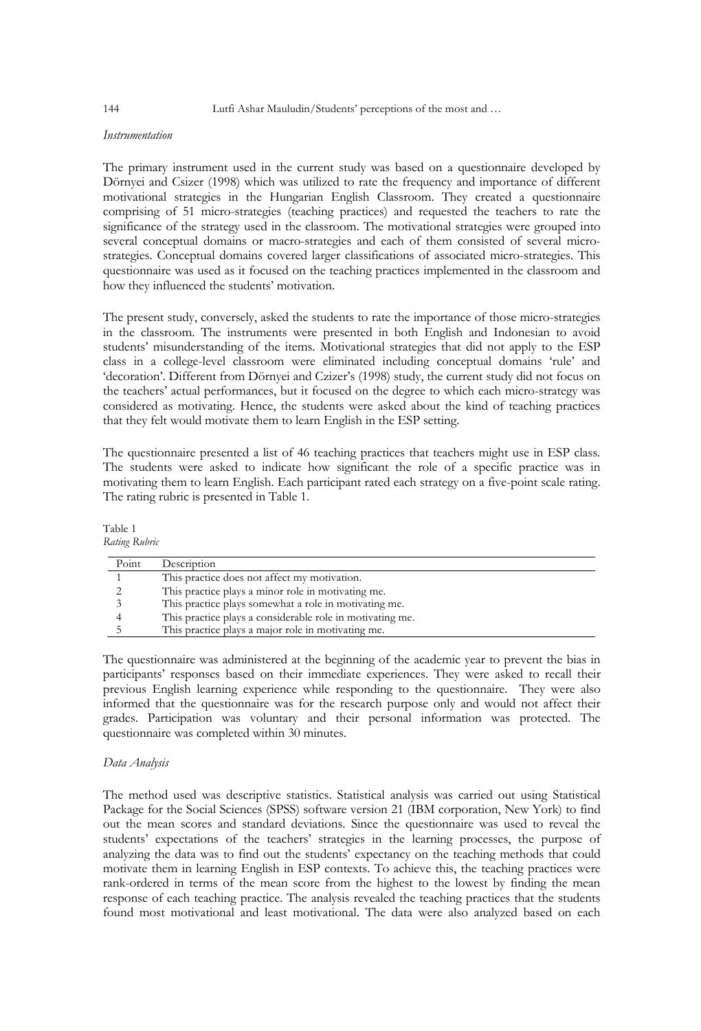*Instrumentation*

The primary instrument used in the current study was based on a questionnaire developed by Dörnyei and Csizer (1998) which was utilized to rate the frequency and importance of different motivational strategies in the Hungarian English Classroom. They created a questionnaire comprising of 51 micro-strategies (teaching practices) and requested the teachers to rate the significance of the strategy used in the classroom. The motivational strategies were grouped into several conceptual domains or macro-strategies and each of them consisted of several micro-strategies. Conceptual domains covered larger classifications of associated micro-strategies. This questionnaire was used as it focused on the teaching practices implemented in the classroom and how they influenced the students' motivation.

The present study, conversely, asked the students to rate the importance of those micro-strategies in the classroom. The instruments were presented in both English and Indonesian to avoid students' misunderstanding of the items. Motivational strategies that did not apply to the ESP class in a college-level classroom were eliminated including conceptual domains 'rule' and 'decoration'. Different from Dörnyei and Czizer's (1998) study, the current study did not focus on the teachers' actual performances, but it focused on the degree to which each micro-strategy was considered as motivating. Hence, the students were asked about the kind of teaching practices that they felt would motivate them to learn English in the ESP setting.

The questionnaire presented a list of 46 teaching practices that teachers might use in ESP class. The students were asked to indicate how significant the role of a specific practice was in motivating them to learn English. Each participant rated each strategy on a five-point scale rating. The rating rubric is presented in Table 1.

Table 1
*Rating Rubric*

| Point | Description |
|---|---|
| 1 | This practice does not affect my motivation. |
| 2 | This practice plays a minor role in motivating me. |
| 3 | This practice plays somewhat a role in motivating me. |
| 4 | This practice plays a considerable role in motivating me. |
| 5 | This practice plays a major role in motivating me. |

The questionnaire was administered at the beginning of the academic year to prevent the bias in participants' responses based on their immediate experiences. They were asked to recall their previous English learning experience while responding to the questionnaire. They were also informed that the questionnaire was for the research purpose only and would not affect their grades. Participation was voluntary and their personal information was protected. The questionnaire was completed within 30 minutes.

*Data Analysis*

The method used was descriptive statistics. Statistical analysis was carried out using Statistical Package for the Social Sciences (SPSS) software version 21 (IBM corporation, New York) to find out the mean scores and standard deviations. Since the questionnaire was used to reveal the students' expectations of the teachers' strategies in the learning processes, the purpose of analyzing the data was to find out the students' expectancy on the teaching methods that could motivate them in learning English in ESP contexts. To achieve this, the teaching practices were rank-ordered in terms of the mean score from the highest to the lowest by finding the mean response of each teaching practice. The analysis revealed the teaching practices that the students found most motivational and least motivational. The data were also analyzed based on each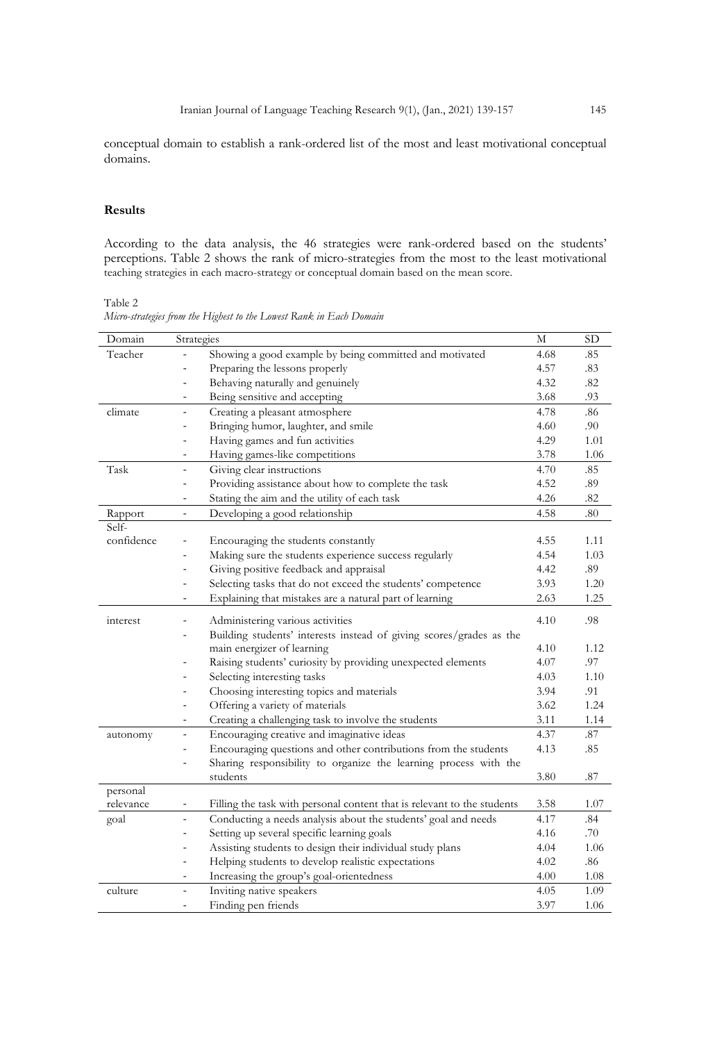conceptual domain to establish a rank-ordered list of the most and least motivational conceptual domains.

## Results

According to the data analysis, the 46 strategies were rank-ordered based on the students' perceptions. Table 2 shows the rank of micro-strategies from the most to the least motivational teaching strategies in each macro-strategy or conceptual domain based on the mean score.

Table 2

*Micro-strategies from the Highest to the Lowest Rank in Each Domain*

| Domain | Strategies | M | SD |
|---|---|---|---|
| Teacher | - Showing a good example by being committed and motivated | 4.68 | .85 |
| | - Preparing the lessons properly | 4.57 | .83 |
| | - Behaving naturally and genuinely | 4.32 | .82 |
| | - Being sensitive and accepting | 3.68 | .93 |
| climate | - Creating a pleasant atmosphere | 4.78 | .86 |
| | - Bringing humor, laughter, and smile | 4.60 | .90 |
| | - Having games and fun activities | 4.29 | 1.01 |
| | - Having games-like competitions | 3.78 | 1.06 |
| Task | - Giving clear instructions | 4.70 | .85 |
| | - Providing assistance about how to complete the task | 4.52 | .89 |
| | - Stating the aim and the utility of each task | 4.26 | .82 |
| Rapport | - Developing a good relationship | 4.58 | .80 |
| Self-confidence | - Encouraging the students constantly | 4.55 | 1.11 |
| | - Making sure the students experience success regularly | 4.54 | 1.03 |
| | - Giving positive feedback and appraisal | 4.42 | .89 |
| | - Selecting tasks that do not exceed the students' competence | 3.93 | 1.20 |
| | - Explaining that mistakes are a natural part of learning | 2.63 | 1.25 |
| interest | - Administering various activities | 4.10 | .98 |
| | - Building students' interests instead of giving scores/grades as the main energizer of learning | 4.10 | 1.12 |
| | - Raising students' curiosity by providing unexpected elements | 4.07 | .97 |
| | - Selecting interesting tasks | 4.03 | 1.10 |
| | - Choosing interesting topics and materials | 3.94 | .91 |
| | - Offering a variety of materials | 3.62 | 1.24 |
| | - Creating a challenging task to involve the students | 3.11 | 1.14 |
| autonomy | - Encouraging creative and imaginative ideas | 4.37 | .87 |
| | - Encouraging questions and other contributions from the students | 4.13 | .85 |
| | - Sharing responsibility to organize the learning process with the students | 3.80 | .87 |
| personal relevance | - Filling the task with personal content that is relevant to the students | 3.58 | 1.07 |
| goal | - Conducting a needs analysis about the students' goal and needs | 4.17 | .84 |
| | - Setting up several specific learning goals | 4.16 | .70 |
| | - Assisting students to design their individual study plans | 4.04 | 1.06 |
| | - Helping students to develop realistic expectations | 4.02 | .86 |
| | - Increasing the group's goal-orientedness | 4.00 | 1.08 |
| culture | - Inviting native speakers | 4.05 | 1.09 |
| | - Finding pen friends | 3.97 | 1.06 |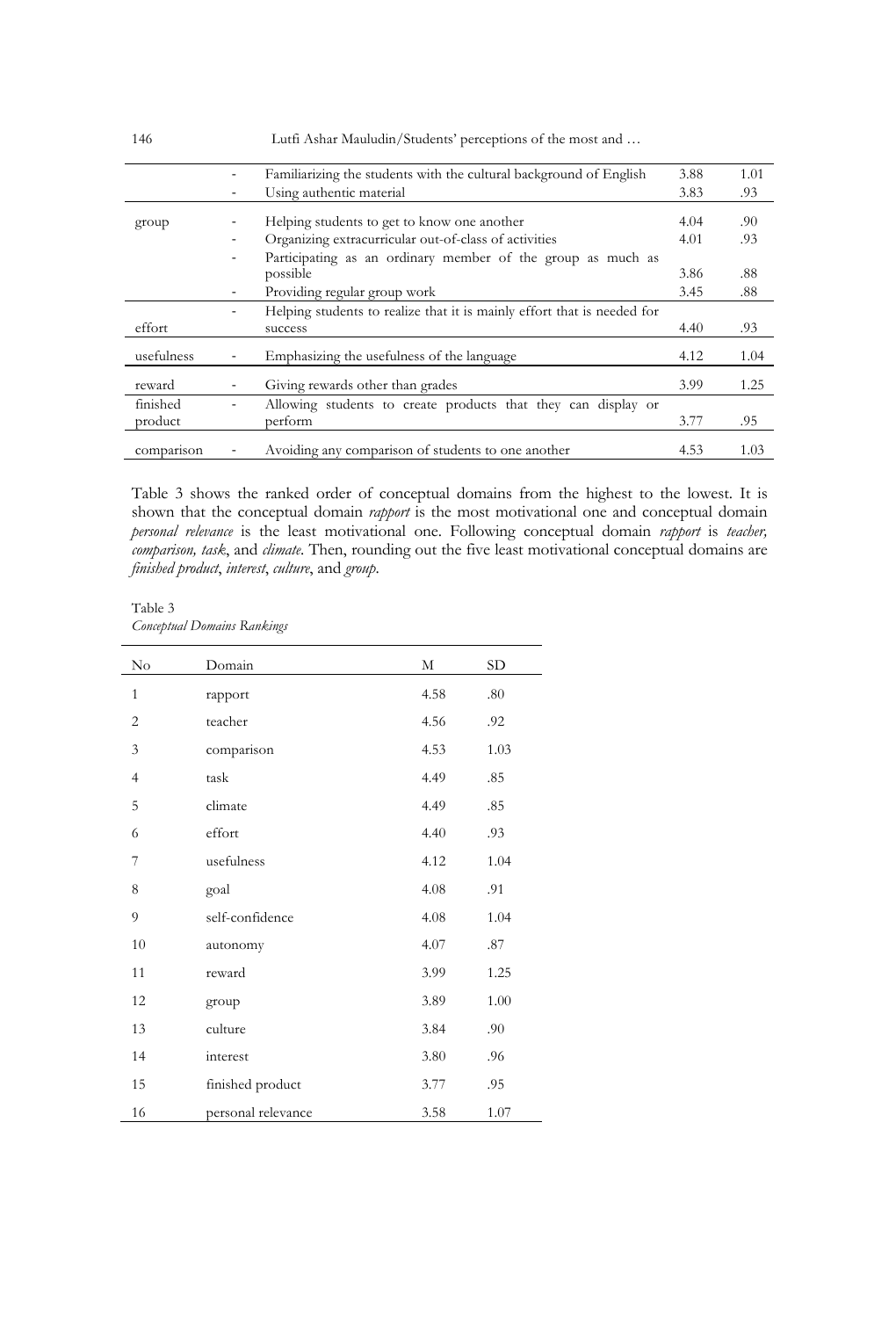| | | | | |
|---|---|---|---|---|
| | - | Familiarizing the students with the cultural background of English | 3.88 | 1.01 |
| | - | Using authentic material | 3.83 | .93 |
| group | - | Helping students to get to know one another | 4.04 | .90 |
| | - | Organizing extracurricular out-of-class of activities | 4.01 | .93 |
| | - | Participating as an ordinary member of the group as much as possible | 3.86 | .88 |
| | - | Providing regular group work | 3.45 | .88 |
| effort | - | Helping students to realize that it is mainly effort that is needed for success | 4.40 | .93 |
| usefulness | - | Emphasizing the usefulness of the language | 4.12 | 1.04 |
| reward | - | Giving rewards other than grades | 3.99 | 1.25 |
| finished product | - | Allowing students to create products that they can display or perform | 3.77 | .95 |
| comparison | - | Avoiding any comparison of students to one another | 4.53 | 1.03 |

Table 3 shows the ranked order of conceptual domains from the highest to the lowest. It is shown that the conceptual domain *rapport* is the most motivational one and conceptual domain *personal relevance* is the least motivational one. Following conceptual domain *rapport* is *teacher, comparison, task*, and *climate*. Then, rounding out the five least motivational conceptual domains are *finished product*, *interest*, *culture*, and *group*.

Table 3
*Conceptual Domains Rankings*

| No | Domain | M | SD |
|---|---|---|---|
| 1 | rapport | 4.58 | .80 |
| 2 | teacher | 4.56 | .92 |
| 3 | comparison | 4.53 | 1.03 |
| 4 | task | 4.49 | .85 |
| 5 | climate | 4.49 | .85 |
| 6 | effort | 4.40 | .93 |
| 7 | usefulness | 4.12 | 1.04 |
| 8 | goal | 4.08 | .91 |
| 9 | self-confidence | 4.08 | 1.04 |
| 10 | autonomy | 4.07 | .87 |
| 11 | reward | 3.99 | 1.25 |
| 12 | group | 3.89 | 1.00 |
| 13 | culture | 3.84 | .90 |
| 14 | interest | 3.80 | .96 |
| 15 | finished product | 3.77 | .95 |
| 16 | personal relevance | 3.58 | 1.07 |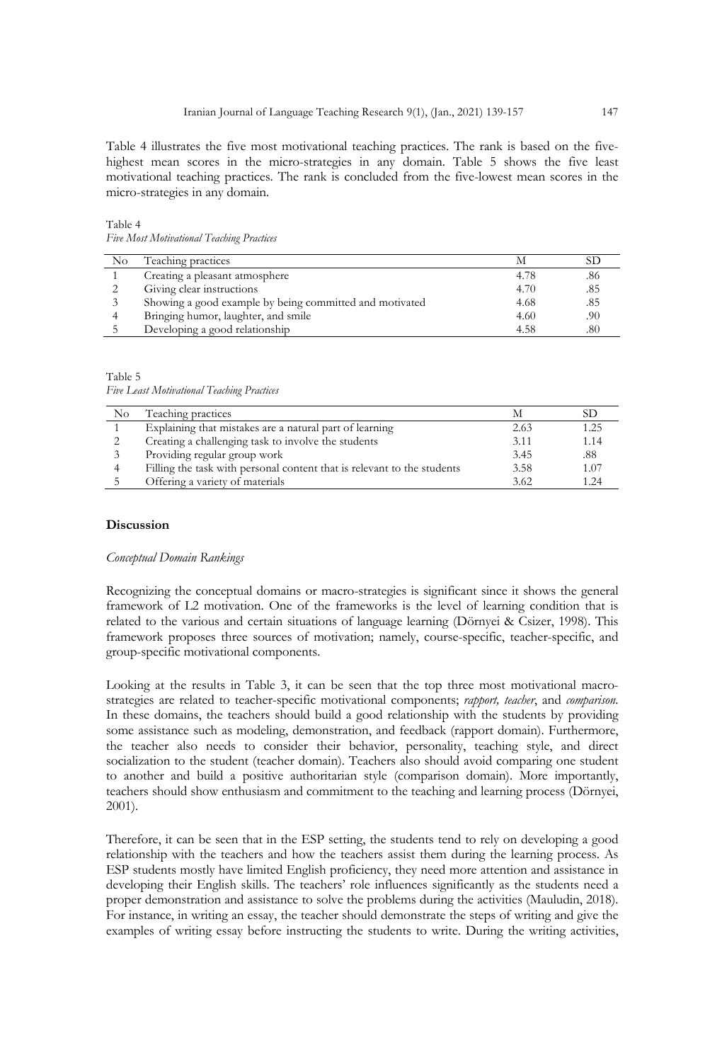Table 4 illustrates the five most motivational teaching practices. The rank is based on the five-highest mean scores in the micro-strategies in any domain. Table 5 shows the five least motivational teaching practices. The rank is concluded from the five-lowest mean scores in the micro-strategies in any domain.

Table 4
*Five Most Motivational Teaching Practices*

| No | Teaching practices | M | SD |
|---|---|---|---|
| 1 | Creating a pleasant atmosphere | 4.78 | .86 |
| 2 | Giving clear instructions | 4.70 | .85 |
| 3 | Showing a good example by being committed and motivated | 4.68 | .85 |
| 4 | Bringing humor, laughter, and smile | 4.60 | .90 |
| 5 | Developing a good relationship | 4.58 | .80 |

Table 5
*Five Least Motivational Teaching Practices*

| No | Teaching practices | M | SD |
|---|---|---|---|
| 1 | Explaining that mistakes are a natural part of learning | 2.63 | 1.25 |
| 2 | Creating a challenging task to involve the students | 3.11 | 1.14 |
| 3 | Providing regular group work | 3.45 | .88 |
| 4 | Filling the task with personal content that is relevant to the students | 3.58 | 1.07 |
| 5 | Offering a variety of materials | 3.62 | 1.24 |

## Discussion

### *Conceptual Domain Rankings*

Recognizing the conceptual domains or macro-strategies is significant since it shows the general framework of L2 motivation. One of the frameworks is the level of learning condition that is related to the various and certain situations of language learning (Dörnyei & Csizer, 1998). This framework proposes three sources of motivation; namely, course-specific, teacher-specific, and group-specific motivational components.

Looking at the results in Table 3, it can be seen that the top three most motivational macro-strategies are related to teacher-specific motivational components; *rapport, teacher*, and *comparison*. In these domains, the teachers should build a good relationship with the students by providing some assistance such as modeling, demonstration, and feedback (rapport domain). Furthermore, the teacher also needs to consider their behavior, personality, teaching style, and direct socialization to the student (teacher domain). Teachers also should avoid comparing one student to another and build a positive authoritarian style (comparison domain). More importantly, teachers should show enthusiasm and commitment to the teaching and learning process (Dörnyei, 2001).

Therefore, it can be seen that in the ESP setting, the students tend to rely on developing a good relationship with the teachers and how the teachers assist them during the learning process. As ESP students mostly have limited English proficiency, they need more attention and assistance in developing their English skills. The teachers' role influences significantly as the students need a proper demonstration and assistance to solve the problems during the activities (Mauludin, 2018). For instance, in writing an essay, the teacher should demonstrate the steps of writing and give the examples of writing essay before instructing the students to write. During the writing activities,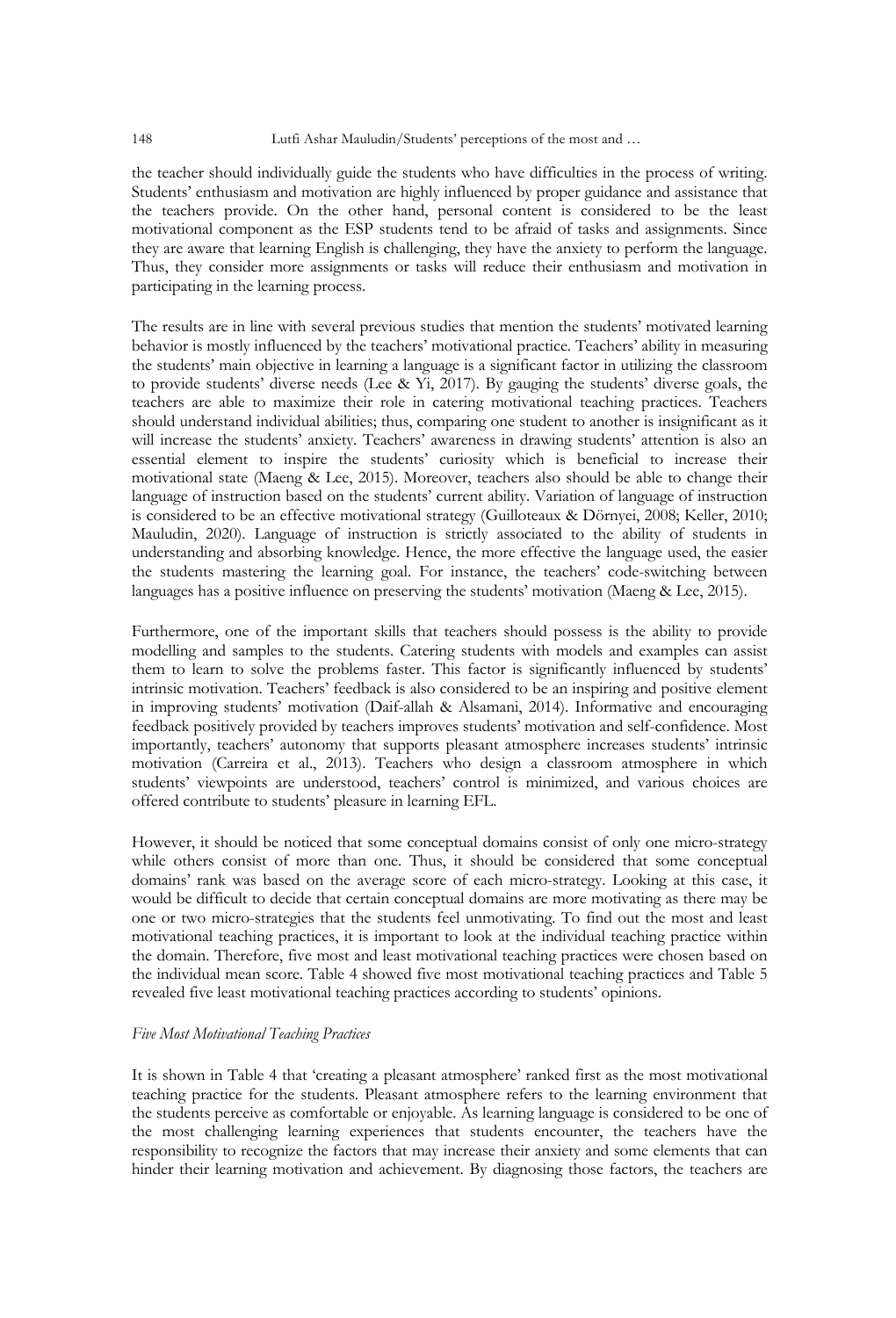the teacher should individually guide the students who have difficulties in the process of writing. Students' enthusiasm and motivation are highly influenced by proper guidance and assistance that the teachers provide. On the other hand, personal content is considered to be the least motivational component as the ESP students tend to be afraid of tasks and assignments. Since they are aware that learning English is challenging, they have the anxiety to perform the language. Thus, they consider more assignments or tasks will reduce their enthusiasm and motivation in participating in the learning process.

The results are in line with several previous studies that mention the students' motivated learning behavior is mostly influenced by the teachers' motivational practice. Teachers' ability in measuring the students' main objective in learning a language is a significant factor in utilizing the classroom to provide students' diverse needs (Lee & Yi, 2017). By gauging the students' diverse goals, the teachers are able to maximize their role in catering motivational teaching practices. Teachers should understand individual abilities; thus, comparing one student to another is insignificant as it will increase the students' anxiety. Teachers' awareness in drawing students' attention is also an essential element to inspire the students' curiosity which is beneficial to increase their motivational state (Maeng & Lee, 2015). Moreover, teachers also should be able to change their language of instruction based on the students' current ability. Variation of language of instruction is considered to be an effective motivational strategy (Guilloteaux & Dörnyei, 2008; Keller, 2010; Mauludin, 2020). Language of instruction is strictly associated to the ability of students in understanding and absorbing knowledge. Hence, the more effective the language used, the easier the students mastering the learning goal. For instance, the teachers' code-switching between languages has a positive influence on preserving the students' motivation (Maeng & Lee, 2015).

Furthermore, one of the important skills that teachers should possess is the ability to provide modelling and samples to the students. Catering students with models and examples can assist them to learn to solve the problems faster. This factor is significantly influenced by students' intrinsic motivation. Teachers' feedback is also considered to be an inspiring and positive element in improving students' motivation (Daif-allah & Alsamani, 2014). Informative and encouraging feedback positively provided by teachers improves students' motivation and self-confidence. Most importantly, teachers' autonomy that supports pleasant atmosphere increases students' intrinsic motivation (Carreira et al., 2013). Teachers who design a classroom atmosphere in which students' viewpoints are understood, teachers' control is minimized, and various choices are offered contribute to students' pleasure in learning EFL.

However, it should be noticed that some conceptual domains consist of only one micro-strategy while others consist of more than one. Thus, it should be considered that some conceptual domains' rank was based on the average score of each micro-strategy. Looking at this case, it would be difficult to decide that certain conceptual domains are more motivating as there may be one or two micro-strategies that the students feel unmotivating. To find out the most and least motivational teaching practices, it is important to look at the individual teaching practice within the domain. Therefore, five most and least motivational teaching practices were chosen based on the individual mean score. Table 4 showed five most motivational teaching practices and Table 5 revealed five least motivational teaching practices according to students' opinions.

*Five Most Motivational Teaching Practices*

It is shown in Table 4 that 'creating a pleasant atmosphere' ranked first as the most motivational teaching practice for the students. Pleasant atmosphere refers to the learning environment that the students perceive as comfortable or enjoyable. As learning language is considered to be one of the most challenging learning experiences that students encounter, the teachers have the responsibility to recognize the factors that may increase their anxiety and some elements that can hinder their learning motivation and achievement. By diagnosing those factors, the teachers are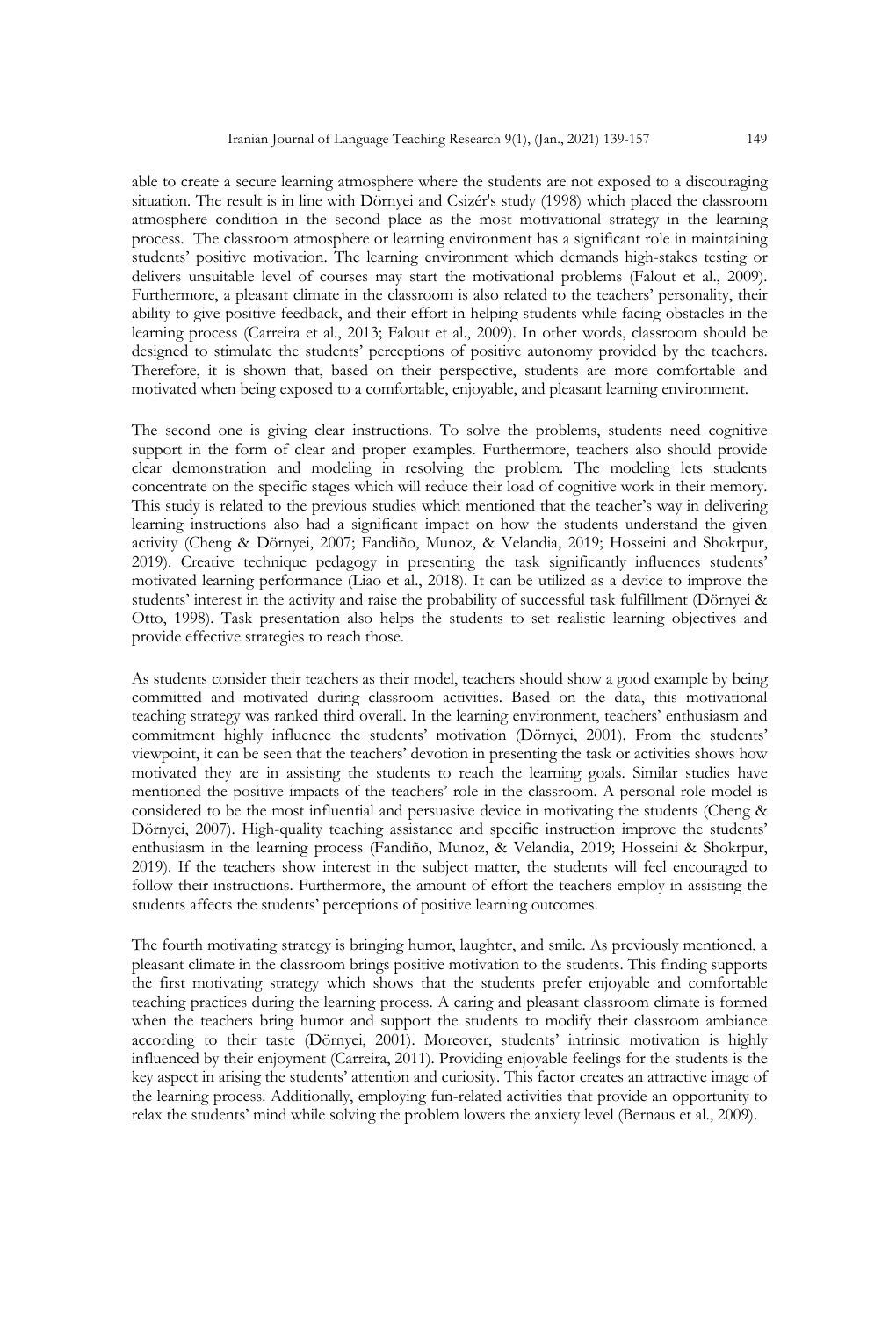able to create a secure learning atmosphere where the students are not exposed to a discouraging situation. The result is in line with Dörnyei and Csizér's study (1998) which placed the classroom atmosphere condition in the second place as the most motivational strategy in the learning process. The classroom atmosphere or learning environment has a significant role in maintaining students' positive motivation. The learning environment which demands high-stakes testing or delivers unsuitable level of courses may start the motivational problems (Falout et al., 2009). Furthermore, a pleasant climate in the classroom is also related to the teachers' personality, their ability to give positive feedback, and their effort in helping students while facing obstacles in the learning process (Carreira et al., 2013; Falout et al., 2009). In other words, classroom should be designed to stimulate the students' perceptions of positive autonomy provided by the teachers. Therefore, it is shown that, based on their perspective, students are more comfortable and motivated when being exposed to a comfortable, enjoyable, and pleasant learning environment.

The second one is giving clear instructions. To solve the problems, students need cognitive support in the form of clear and proper examples. Furthermore, teachers also should provide clear demonstration and modeling in resolving the problem. The modeling lets students concentrate on the specific stages which will reduce their load of cognitive work in their memory. This study is related to the previous studies which mentioned that the teacher's way in delivering learning instructions also had a significant impact on how the students understand the given activity (Cheng & Dörnyei, 2007; Fandiño, Munoz, & Velandia, 2019; Hosseini and Shokrpur, 2019). Creative technique pedagogy in presenting the task significantly influences students' motivated learning performance (Liao et al., 2018). It can be utilized as a device to improve the students' interest in the activity and raise the probability of successful task fulfillment (Dörnyei & Otto, 1998). Task presentation also helps the students to set realistic learning objectives and provide effective strategies to reach those.

As students consider their teachers as their model, teachers should show a good example by being committed and motivated during classroom activities. Based on the data, this motivational teaching strategy was ranked third overall. In the learning environment, teachers' enthusiasm and commitment highly influence the students' motivation (Dörnyei, 2001). From the students' viewpoint, it can be seen that the teachers' devotion in presenting the task or activities shows how motivated they are in assisting the students to reach the learning goals. Similar studies have mentioned the positive impacts of the teachers' role in the classroom. A personal role model is considered to be the most influential and persuasive device in motivating the students (Cheng & Dörnyei, 2007). High-quality teaching assistance and specific instruction improve the students' enthusiasm in the learning process (Fandiño, Munoz, & Velandia, 2019; Hosseini & Shokrpur, 2019). If the teachers show interest in the subject matter, the students will feel encouraged to follow their instructions. Furthermore, the amount of effort the teachers employ in assisting the students affects the students' perceptions of positive learning outcomes.

The fourth motivating strategy is bringing humor, laughter, and smile. As previously mentioned, a pleasant climate in the classroom brings positive motivation to the students. This finding supports the first motivating strategy which shows that the students prefer enjoyable and comfortable teaching practices during the learning process. A caring and pleasant classroom climate is formed when the teachers bring humor and support the students to modify their classroom ambiance according to their taste (Dörnyei, 2001). Moreover, students' intrinsic motivation is highly influenced by their enjoyment (Carreira, 2011). Providing enjoyable feelings for the students is the key aspect in arising the students' attention and curiosity. This factor creates an attractive image of the learning process. Additionally, employing fun-related activities that provide an opportunity to relax the students' mind while solving the problem lowers the anxiety level (Bernaus et al., 2009).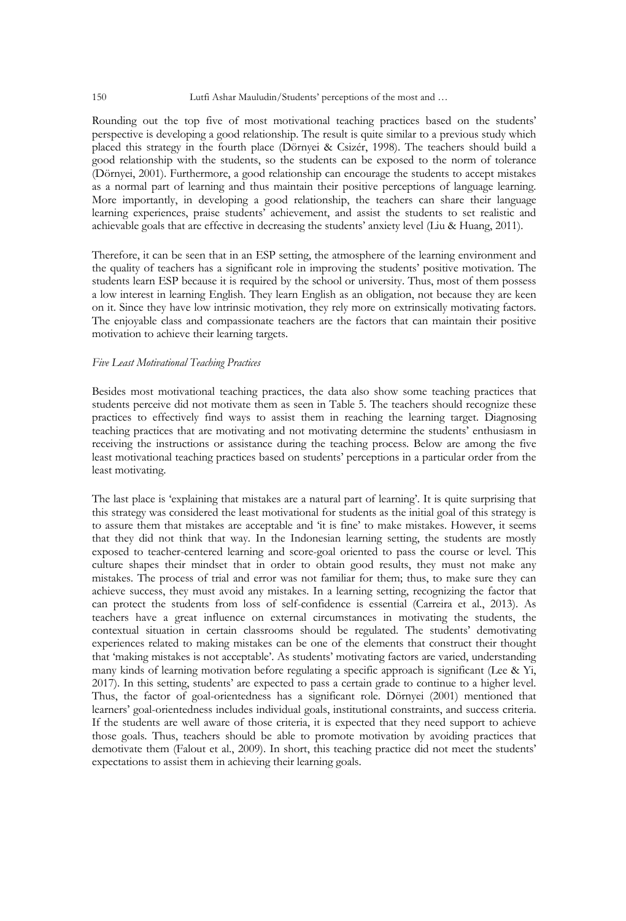Rounding out the top five of most motivational teaching practices based on the students' perspective is developing a good relationship. The result is quite similar to a previous study which placed this strategy in the fourth place (Dörnyei & Csizér, 1998). The teachers should build a good relationship with the students, so the students can be exposed to the norm of tolerance (Dörnyei, 2001). Furthermore, a good relationship can encourage the students to accept mistakes as a normal part of learning and thus maintain their positive perceptions of language learning. More importantly, in developing a good relationship, the teachers can share their language learning experiences, praise students' achievement, and assist the students to set realistic and achievable goals that are effective in decreasing the students' anxiety level (Liu & Huang, 2011).

Therefore, it can be seen that in an ESP setting, the atmosphere of the learning environment and the quality of teachers has a significant role in improving the students' positive motivation. The students learn ESP because it is required by the school or university. Thus, most of them possess a low interest in learning English. They learn English as an obligation, not because they are keen on it. Since they have low intrinsic motivation, they rely more on extrinsically motivating factors. The enjoyable class and compassionate teachers are the factors that can maintain their positive motivation to achieve their learning targets.

### *Five Least Motivational Teaching Practices*

Besides most motivational teaching practices, the data also show some teaching practices that students perceive did not motivate them as seen in Table 5. The teachers should recognize these practices to effectively find ways to assist them in reaching the learning target. Diagnosing teaching practices that are motivating and not motivating determine the students' enthusiasm in receiving the instructions or assistance during the teaching process. Below are among the five least motivational teaching practices based on students' perceptions in a particular order from the least motivating.

The last place is 'explaining that mistakes are a natural part of learning'. It is quite surprising that this strategy was considered the least motivational for students as the initial goal of this strategy is to assure them that mistakes are acceptable and 'it is fine' to make mistakes. However, it seems that they did not think that way. In the Indonesian learning setting, the students are mostly exposed to teacher-centered learning and score-goal oriented to pass the course or level. This culture shapes their mindset that in order to obtain good results, they must not make any mistakes. The process of trial and error was not familiar for them; thus, to make sure they can achieve success, they must avoid any mistakes. In a learning setting, recognizing the factor that can protect the students from loss of self-confidence is essential (Carreira et al., 2013). As teachers have a great influence on external circumstances in motivating the students, the contextual situation in certain classrooms should be regulated. The students' demotivating experiences related to making mistakes can be one of the elements that construct their thought that 'making mistakes is not acceptable'. As students' motivating factors are varied, understanding many kinds of learning motivation before regulating a specific approach is significant (Lee & Yi, 2017). In this setting, students' are expected to pass a certain grade to continue to a higher level. Thus, the factor of goal-orientedness has a significant role. Dörnyei (2001) mentioned that learners' goal-orientedness includes individual goals, institutional constraints, and success criteria. If the students are well aware of those criteria, it is expected that they need support to achieve those goals. Thus, teachers should be able to promote motivation by avoiding practices that demotivate them (Falout et al., 2009). In short, this teaching practice did not meet the students' expectations to assist them in achieving their learning goals.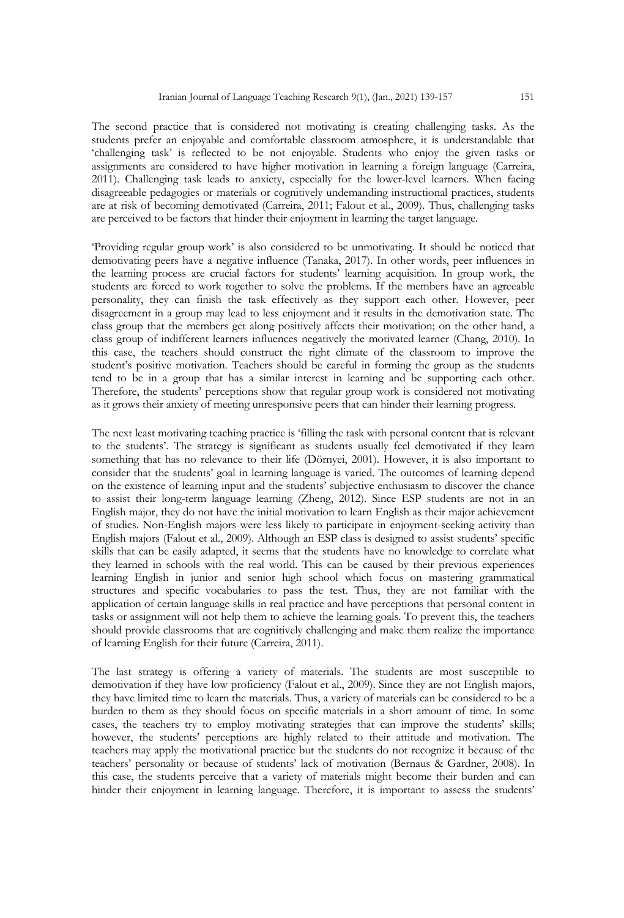The second practice that is considered not motivating is creating challenging tasks. As the students prefer an enjoyable and comfortable classroom atmosphere, it is understandable that 'challenging task' is reflected to be not enjoyable. Students who enjoy the given tasks or assignments are considered to have higher motivation in learning a foreign language (Carreira, 2011). Challenging task leads to anxiety, especially for the lower-level learners. When facing disagreeable pedagogies or materials or cognitively undemanding instructional practices, students are at risk of becoming demotivated (Carreira, 2011; Falout et al., 2009). Thus, challenging tasks are perceived to be factors that hinder their enjoyment in learning the target language.

'Providing regular group work' is also considered to be unmotivating. It should be noticed that demotivating peers have a negative influence (Tanaka, 2017). In other words, peer influences in the learning process are crucial factors for students' learning acquisition. In group work, the students are forced to work together to solve the problems. If the members have an agreeable personality, they can finish the task effectively as they support each other. However, peer disagreement in a group may lead to less enjoyment and it results in the demotivation state. The class group that the members get along positively affects their motivation; on the other hand, a class group of indifferent learners influences negatively the motivated learner (Chang, 2010). In this case, the teachers should construct the right climate of the classroom to improve the student's positive motivation. Teachers should be careful in forming the group as the students tend to be in a group that has a similar interest in learning and be supporting each other. Therefore, the students' perceptions show that regular group work is considered not motivating as it grows their anxiety of meeting unresponsive peers that can hinder their learning progress.

The next least motivating teaching practice is 'filling the task with personal content that is relevant to the students'. The strategy is significant as students usually feel demotivated if they learn something that has no relevance to their life (Dörnyei, 2001). However, it is also important to consider that the students' goal in learning language is varied. The outcomes of learning depend on the existence of learning input and the students' subjective enthusiasm to discover the chance to assist their long-term language learning (Zheng, 2012). Since ESP students are not in an English major, they do not have the initial motivation to learn English as their major achievement of studies. Non-English majors were less likely to participate in enjoyment-seeking activity than English majors (Falout et al., 2009). Although an ESP class is designed to assist students' specific skills that can be easily adapted, it seems that the students have no knowledge to correlate what they learned in schools with the real world. This can be caused by their previous experiences learning English in junior and senior high school which focus on mastering grammatical structures and specific vocabularies to pass the test. Thus, they are not familiar with the application of certain language skills in real practice and have perceptions that personal content in tasks or assignment will not help them to achieve the learning goals. To prevent this, the teachers should provide classrooms that are cognitively challenging and make them realize the importance of learning English for their future (Carreira, 2011).

The last strategy is offering a variety of materials. The students are most susceptible to demotivation if they have low proficiency (Falout et al., 2009). Since they are not English majors, they have limited time to learn the materials. Thus, a variety of materials can be considered to be a burden to them as they should focus on specific materials in a short amount of time. In some cases, the teachers try to employ motivating strategies that can improve the students' skills; however, the students' perceptions are highly related to their attitude and motivation. The teachers may apply the motivational practice but the students do not recognize it because of the teachers' personality or because of students' lack of motivation (Bernaus & Gardner, 2008). In this case, the students perceive that a variety of materials might become their burden and can hinder their enjoyment in learning language. Therefore, it is important to assess the students'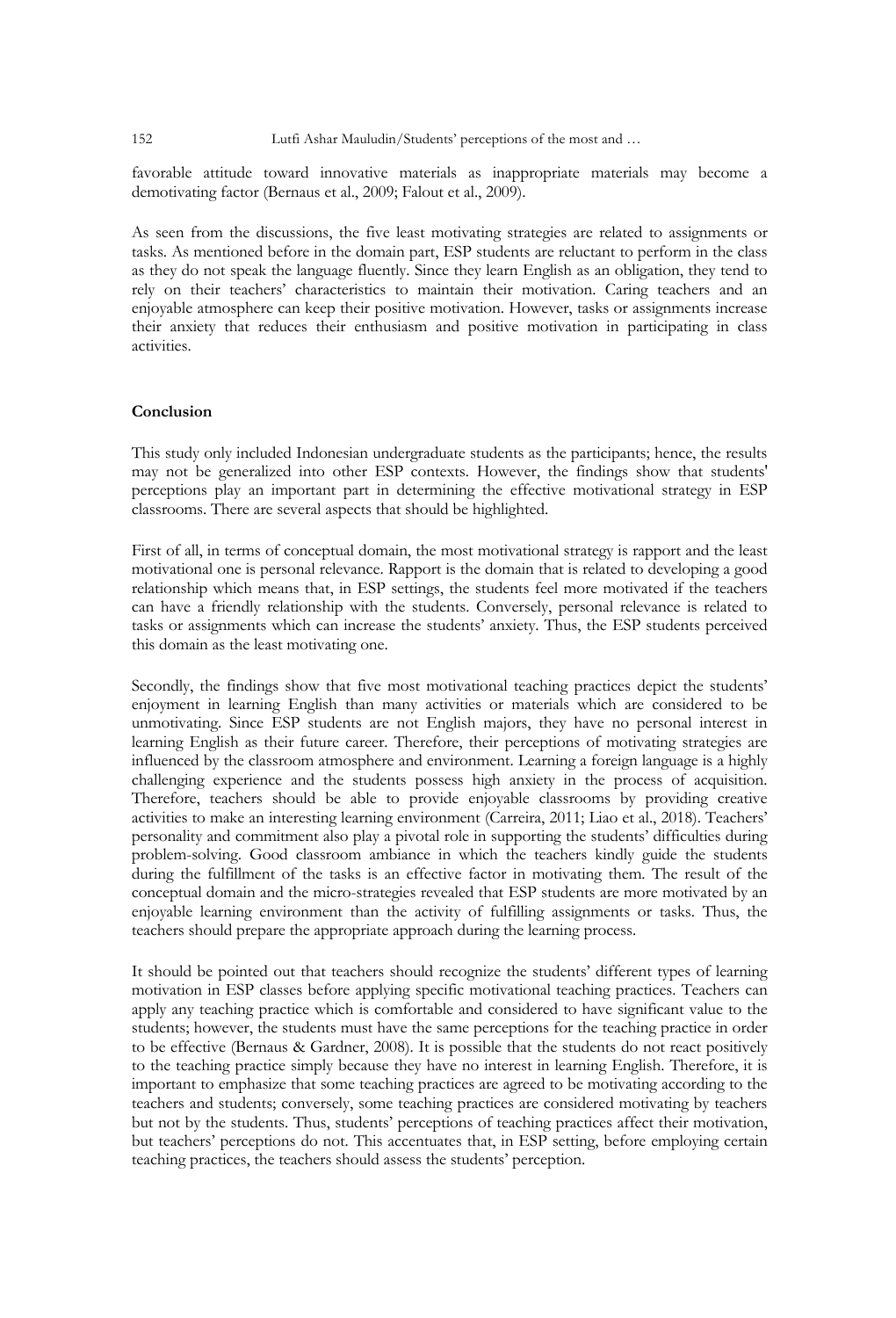favorable attitude toward innovative materials as inappropriate materials may become a demotivating factor (Bernaus et al., 2009; Falout et al., 2009).

As seen from the discussions, the five least motivating strategies are related to assignments or tasks. As mentioned before in the domain part, ESP students are reluctant to perform in the class as they do not speak the language fluently. Since they learn English as an obligation, they tend to rely on their teachers' characteristics to maintain their motivation. Caring teachers and an enjoyable atmosphere can keep their positive motivation. However, tasks or assignments increase their anxiety that reduces their enthusiasm and positive motivation in participating in class activities.

## Conclusion

This study only included Indonesian undergraduate students as the participants; hence, the results may not be generalized into other ESP contexts. However, the findings show that students' perceptions play an important part in determining the effective motivational strategy in ESP classrooms. There are several aspects that should be highlighted.

First of all, in terms of conceptual domain, the most motivational strategy is rapport and the least motivational one is personal relevance. Rapport is the domain that is related to developing a good relationship which means that, in ESP settings, the students feel more motivated if the teachers can have a friendly relationship with the students. Conversely, personal relevance is related to tasks or assignments which can increase the students' anxiety. Thus, the ESP students perceived this domain as the least motivating one.

Secondly, the findings show that five most motivational teaching practices depict the students' enjoyment in learning English than many activities or materials which are considered to be unmotivating. Since ESP students are not English majors, they have no personal interest in learning English as their future career. Therefore, their perceptions of motivating strategies are influenced by the classroom atmosphere and environment. Learning a foreign language is a highly challenging experience and the students possess high anxiety in the process of acquisition. Therefore, teachers should be able to provide enjoyable classrooms by providing creative activities to make an interesting learning environment (Carreira, 2011; Liao et al., 2018). Teachers' personality and commitment also play a pivotal role in supporting the students' difficulties during problem-solving. Good classroom ambiance in which the teachers kindly guide the students during the fulfillment of the tasks is an effective factor in motivating them. The result of the conceptual domain and the micro-strategies revealed that ESP students are more motivated by an enjoyable learning environment than the activity of fulfilling assignments or tasks. Thus, the teachers should prepare the appropriate approach during the learning process.

It should be pointed out that teachers should recognize the students' different types of learning motivation in ESP classes before applying specific motivational teaching practices. Teachers can apply any teaching practice which is comfortable and considered to have significant value to the students; however, the students must have the same perceptions for the teaching practice in order to be effective (Bernaus & Gardner, 2008). It is possible that the students do not react positively to the teaching practice simply because they have no interest in learning English. Therefore, it is important to emphasize that some teaching practices are agreed to be motivating according to the teachers and students; conversely, some teaching practices are considered motivating by teachers but not by the students. Thus, students' perceptions of teaching practices affect their motivation, but teachers' perceptions do not. This accentuates that, in ESP setting, before employing certain teaching practices, the teachers should assess the students' perception.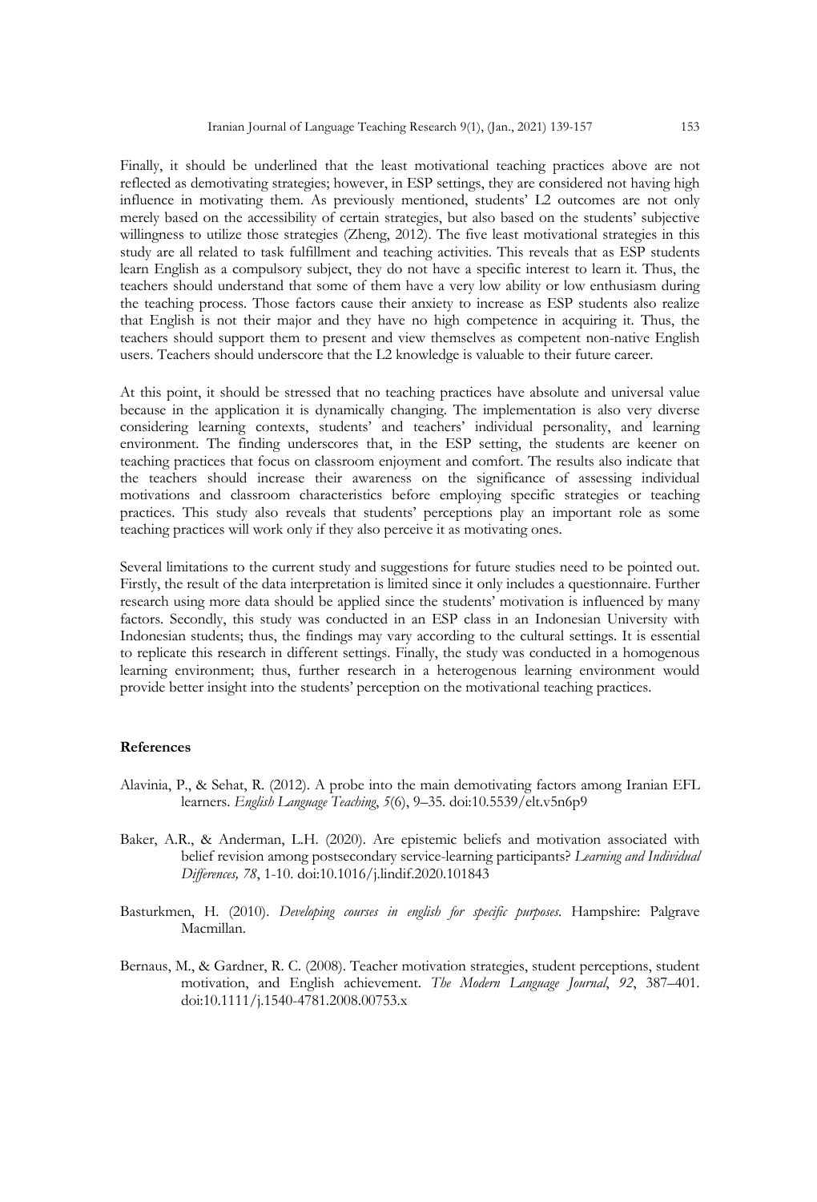Finally, it should be underlined that the least motivational teaching practices above are not reflected as demotivating strategies; however, in ESP settings, they are considered not having high influence in motivating them. As previously mentioned, students' L2 outcomes are not only merely based on the accessibility of certain strategies, but also based on the students' subjective willingness to utilize those strategies (Zheng, 2012). The five least motivational strategies in this study are all related to task fulfillment and teaching activities. This reveals that as ESP students learn English as a compulsory subject, they do not have a specific interest to learn it. Thus, the teachers should understand that some of them have a very low ability or low enthusiasm during the teaching process. Those factors cause their anxiety to increase as ESP students also realize that English is not their major and they have no high competence in acquiring it. Thus, the teachers should support them to present and view themselves as competent non-native English users. Teachers should underscore that the L2 knowledge is valuable to their future career.

At this point, it should be stressed that no teaching practices have absolute and universal value because in the application it is dynamically changing. The implementation is also very diverse considering learning contexts, students' and teachers' individual personality, and learning environment. The finding underscores that, in the ESP setting, the students are keener on teaching practices that focus on classroom enjoyment and comfort. The results also indicate that the teachers should increase their awareness on the significance of assessing individual motivations and classroom characteristics before employing specific strategies or teaching practices. This study also reveals that students' perceptions play an important role as some teaching practices will work only if they also perceive it as motivating ones.

Several limitations to the current study and suggestions for future studies need to be pointed out. Firstly, the result of the data interpretation is limited since it only includes a questionnaire. Further research using more data should be applied since the students' motivation is influenced by many factors. Secondly, this study was conducted in an ESP class in an Indonesian University with Indonesian students; thus, the findings may vary according to the cultural settings. It is essential to replicate this research in different settings. Finally, the study was conducted in a homogenous learning environment; thus, further research in a heterogenous learning environment would provide better insight into the students' perception on the motivational teaching practices.

## References

Alavinia, P., & Sehat, R. (2012). A probe into the main demotivating factors among Iranian EFL learners. *English Language Teaching*, *5*(6), 9–35. doi:10.5539/elt.v5n6p9

Baker, A.R., & Anderman, L.H. (2020). Are epistemic beliefs and motivation associated with belief revision among postsecondary service-learning participants? *Learning and Individual Differences, 78*, 1-10. doi:10.1016/j.lindif.2020.101843

Basturkmen, H. (2010). *Developing courses in english for specific purposes*. Hampshire: Palgrave Macmillan.

Bernaus, M., & Gardner, R. C. (2008). Teacher motivation strategies, student perceptions, student motivation, and English achievement. *The Modern Language Journal*, *92*, 387–401. doi:10.1111/j.1540-4781.2008.00753.x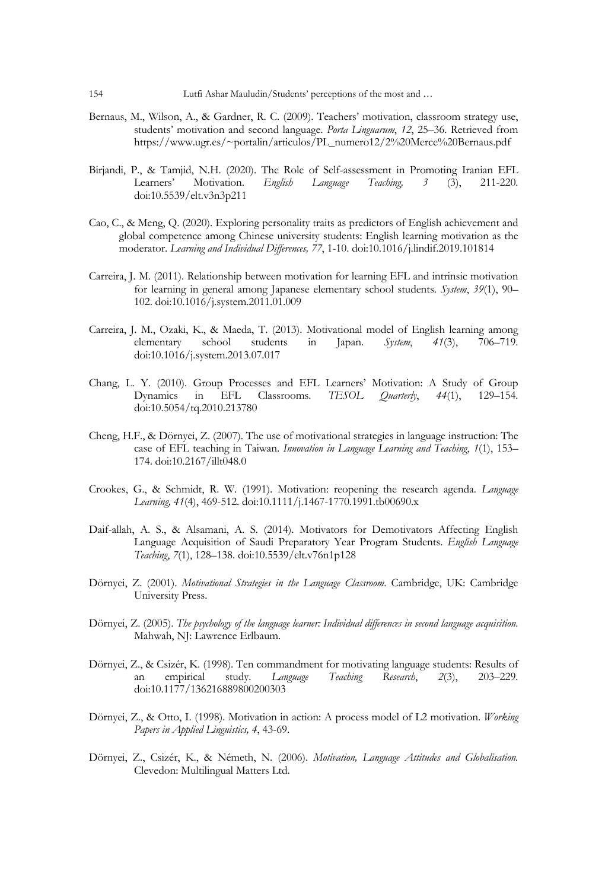Bernaus, M., Wilson, A., & Gardner, R. C. (2009). Teachers' motivation, classroom strategy use, students' motivation and second language. *Porta Linguarum*, *12*, 25–36. Retrieved from https://www.ugr.es/~portalin/articulos/PL_numero12/2%20Merce%20Bernaus.pdf

Birjandi, P., & Tamjid, N.H. (2020). The Role of Self-assessment in Promoting Iranian EFL Learners' Motivation. *English Language Teaching, 3* (3), 211-220. doi:10.5539/elt.v3n3p211

Cao, C., & Meng, Q. (2020). Exploring personality traits as predictors of English achievement and global competence among Chinese university students: English learning motivation as the moderator. *Learning and Individual Differences, 77*, 1-10. doi:10.1016/j.lindif.2019.101814

Carreira, J. M. (2011). Relationship between motivation for learning EFL and intrinsic motivation for learning in general among Japanese elementary school students. *System*, *39*(1), 90–102. doi:10.1016/j.system.2011.01.009

Carreira, J. M., Ozaki, K., & Maeda, T. (2013). Motivational model of English learning among elementary school students in Japan. *System*, *41*(3), 706–719. doi:10.1016/j.system.2013.07.017

Chang, L. Y. (2010). Group Processes and EFL Learners' Motivation: A Study of Group Dynamics in EFL Classrooms. *TESOL Quarterly*, *44*(1), 129–154. doi:10.5054/tq.2010.213780

Cheng, H.F., & Dörnyei, Z. (2007). The use of motivational strategies in language instruction: The case of EFL teaching in Taiwan. *Innovation in Language Learning and Teaching*, *1*(1), 153–174. doi:10.2167/illt048.0

Crookes, G., & Schmidt, R. W. (1991). Motivation: reopening the research agenda. *Language Learning, 41*(4), 469-512. doi:10.1111/j.1467-1770.1991.tb00690.x

Daif-allah, A. S., & Alsamani, A. S. (2014). Motivators for Demotivators Affecting English Language Acquisition of Saudi Preparatory Year Program Students. *English Language Teaching*, *7*(1), 128–138. doi:10.5539/elt.v76n1p128

Dörnyei, Z. (2001). *Motivational Strategies in the Language Classroom*. Cambridge, UK: Cambridge University Press.

Dörnyei, Z. (2005). *The psychology of the language learner: Individual differences in second language acquisition*. Mahwah, NJ: Lawrence Erlbaum.

Dörnyei, Z., & Csizér, K. (1998). Ten commandment for motivating language students: Results of an empirical study. *Language Teaching Research*, *2*(3), 203–229. doi:10.1177/136216889800200303

Dörnyei, Z., & Otto, I. (1998). Motivation in action: A process model of L2 motivation. *Working Papers in Applied Linguistics, 4*, 43-69.

Dörnyei, Z., Csizér, K., & Németh, N. (2006). *Motivation, Language Attitudes and Globalisation.* Clevedon: Multilingual Matters Ltd.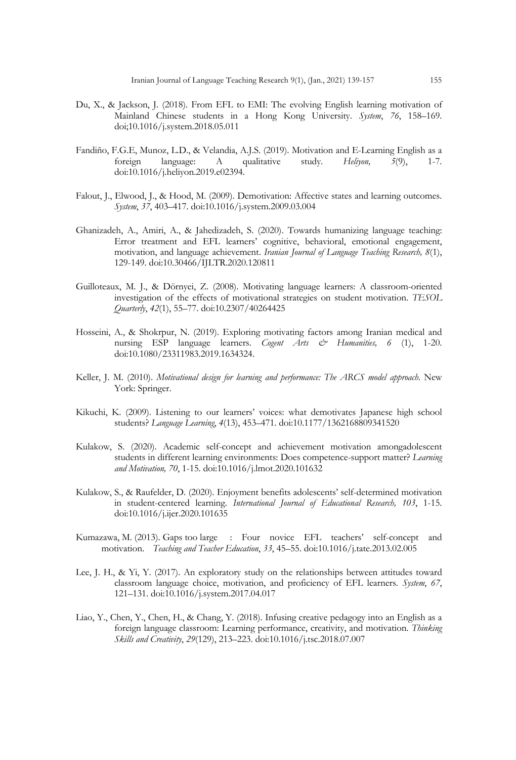Du, X., & Jackson, J. (2018). From EFL to EMI: The evolving English learning motivation of Mainland Chinese students in a Hong Kong University. *System*, *76*, 158–169. doi;10.1016/j.system.2018.05.011

Fandiño, F.G.E, Munoz, L.D., & Velandia, A.J.S. (2019). Motivation and E-Learning English as a foreign language: A qualitative study. *Heliyon, 5*(9), 1-7. doi:10.1016/j.heliyon.2019.e02394.

Falout, J., Elwood, J., & Hood, M. (2009). Demotivation: Affective states and learning outcomes. *System*, *37*, 403–417. doi:10.1016/j.system.2009.03.004

Ghanizadeh, A., Amiri, A., & Jahedizadeh, S. (2020). Towards humanizing language teaching: Error treatment and EFL learners' cognitive, behavioral, emotional engagement, motivation, and language achievement. *Iranian Journal of Language Teaching Research, 8*(1), 129-149. doi:10.30466/IJLTR.2020.120811

Guilloteaux, M. J., & Dörnyei, Z. (2008). Motivating language learners: A classroom-oriented investigation of the effects of motivational strategies on student motivation. *TESOL Quarterly*, *42*(1), 55–77. doi:10.2307/40264425

Hosseini, A., & Shokrpur, N. (2019). Exploring motivating factors among Iranian medical and nursing ESP language learners. *Cogent Arts & Humanities, 6* (1), 1-20. doi:10.1080/23311983.2019.1634324.

Keller, J. M. (2010). *Motivational design for learning and performance: The ARCS model approach*. New York: Springer.

Kikuchi, K. (2009). Listening to our learners' voices: what demotivates Japanese high school students? *Language Learning*, *4*(13), 453–471. doi:10.1177/1362168809341520

Kulakow, S. (2020). Academic self-concept and achievement motivation amongadolescent students in different learning environments: Does competence-support matter? *Learning and Motivation, 70*, 1-15. doi:10.1016/j.lmot.2020.101632

Kulakow, S., & Raufelder, D. (2020). Enjoyment benefits adolescents' self-determined motivation in student-centered learning. *International Journal of Educational Research, 103*, 1-15. doi:10.1016/j.ijer.2020.101635

Kumazawa, M. (2013). Gaps too large : Four novice EFL teachers' self-concept and motivation. *Teaching and Teacher Education*, *33*, 45–55. doi:10.1016/j.tate.2013.02.005

Lee, J. H., & Yi, Y. (2017). An exploratory study on the relationships between attitudes toward classroom language choice, motivation, and proficiency of EFL learners. *System*, *67*, 121–131. doi:10.1016/j.system.2017.04.017

Liao, Y., Chen, Y., Chen, H., & Chang, Y. (2018). Infusing creative pedagogy into an English as a foreign language classroom: Learning performance, creativity, and motivation. *Thinking Skills and Creativity*, *29*(129), 213–223. doi:10.1016/j.tsc.2018.07.007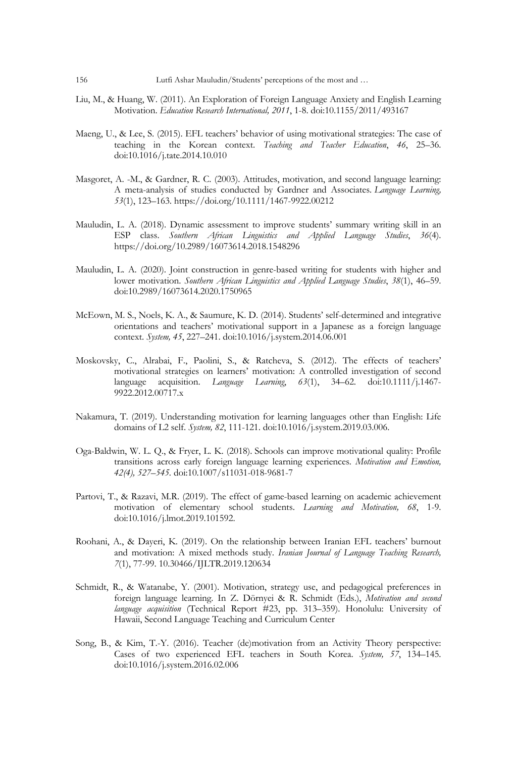Liu, M., & Huang, W. (2011). An Exploration of Foreign Language Anxiety and English Learning Motivation. *Education Research International, 2011*, 1-8. doi:10.1155/2011/493167

Maeng, U., & Lee, S. (2015). EFL teachers' behavior of using motivational strategies: The case of teaching in the Korean context. *Teaching and Teacher Education*, *46*, 25–36. doi:10.1016/j.tate.2014.10.010

Masgoret, A. -M., & Gardner, R. C. (2003). Attitudes, motivation, and second language learning: A meta-analysis of studies conducted by Gardner and Associates. *Language Learning, 53*(1), 123–163. https://doi.org/10.1111/1467-9922.00212

Mauludin, L. A. (2018). Dynamic assessment to improve students' summary writing skill in an ESP class. *Southern African Linguistics and Applied Language Studies*, *36*(4). https://doi.org/10.2989/16073614.2018.1548296

Mauludin, L. A. (2020). Joint construction in genre-based writing for students with higher and lower motivation. *Southern African Linguistics and Applied Language Studies*, *38*(1), 46–59. doi:10.2989/16073614.2020.1750965

McEown, M. S., Noels, K. A., & Saumure, K. D. (2014). Students' self-determined and integrative orientations and teachers' motivational support in a Japanese as a foreign language context. *System, 45*, 227–241. doi:10.1016/j.system.2014.06.001

Moskovsky, C., Alrabai, F., Paolini, S., & Ratcheva, S. (2012). The effects of teachers' motivational strategies on learners' motivation: A controlled investigation of second language acquisition. *Language Learning*, *63*(1), 34–62. doi:10.1111/j.1467-9922.2012.00717.x

Nakamura, T. (2019). Understanding motivation for learning languages other than English: Life domains of L2 self. *System, 82*, 111-121. doi:10.1016/j.system.2019.03.006.

Oga-Baldwin, W. L. Q., & Fryer, L. K. (2018). Schools can improve motivational quality: Profile transitions across early foreign language learning experiences. *Motivation and Emotion, 42(4), 527–545*. doi:10.1007/s11031-018-9681-7

Partovi, T., & Razavi, M.R. (2019). The effect of game-based learning on academic achievement motivation of elementary school students. *Learning and Motivation, 68*, 1-9. doi:10.1016/j.lmot.2019.101592.

Roohani, A., & Dayeri, K. (2019). On the relationship between Iranian EFL teachers' burnout and motivation: A mixed methods study. *Iranian Journal of Language Teaching Research, 7*(1), 77-99. 10.30466/IJLTR.2019.120634

Schmidt, R., & Watanabe, Y. (2001). Motivation, strategy use, and pedagogical preferences in foreign language learning. In Z. Dörnyei & R. Schmidt (Eds.), *Motivation and second language acquisition* (Technical Report #23, pp. 313–359). Honolulu: University of Hawaii, Second Language Teaching and Curriculum Center

Song, B., & Kim, T.-Y. (2016). Teacher (de)motivation from an Activity Theory perspective: Cases of two experienced EFL teachers in South Korea. *System, 57*, 134–145. doi:10.1016/j.system.2016.02.006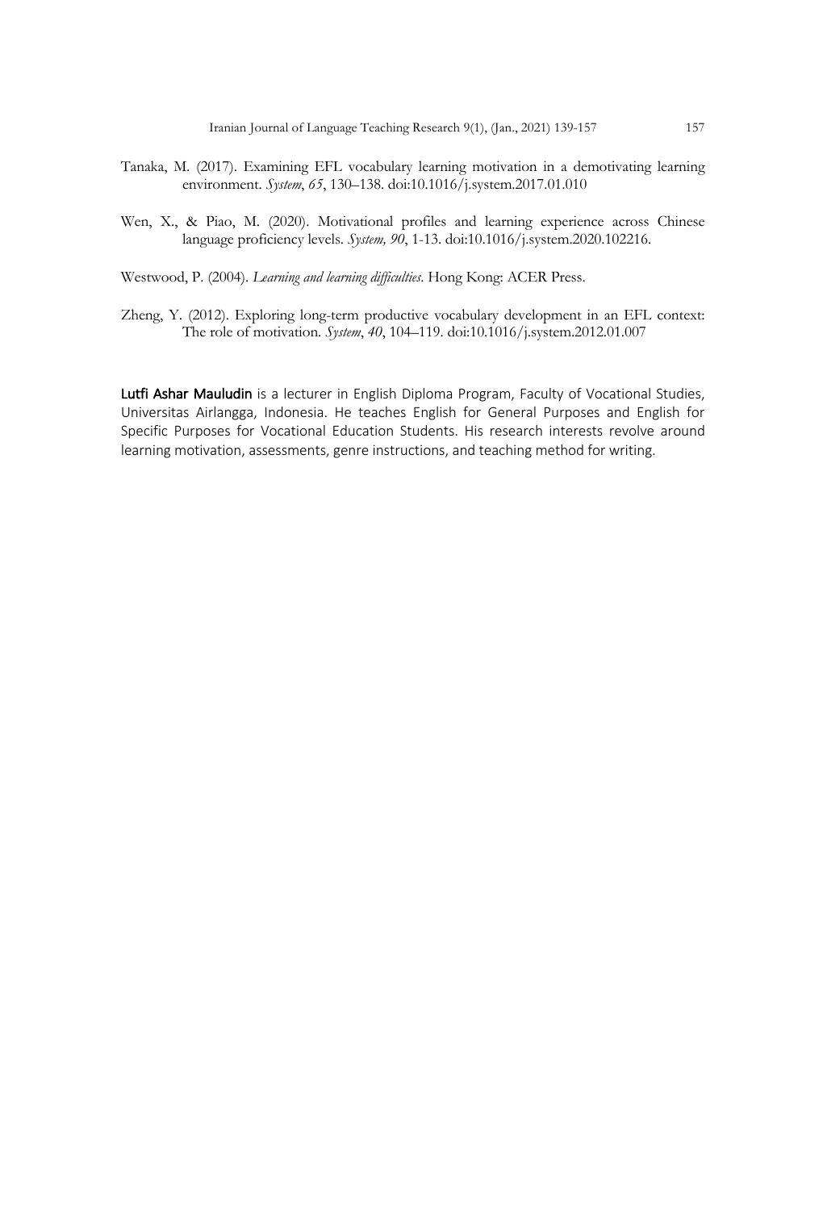Tanaka, M. (2017). Examining EFL vocabulary learning motivation in a demotivating learning environment. *System*, *65*, 130–138. doi:10.1016/j.system.2017.01.010

Wen, X., & Piao, M. (2020). Motivational profiles and learning experience across Chinese language proficiency levels. *System, 90*, 1-13. doi:10.1016/j.system.2020.102216.

Westwood, P. (2004). *Learning and learning difficulties*. Hong Kong: ACER Press.

Zheng, Y. (2012). Exploring long-term productive vocabulary development in an EFL context: The role of motivation. *System*, *40*, 104–119. doi:10.1016/j.system.2012.01.007

**Lutfi Ashar Mauludin** is a lecturer in English Diploma Program, Faculty of Vocational Studies, Universitas Airlangga, Indonesia. He teaches English for General Purposes and English for Specific Purposes for Vocational Education Students. His research interests revolve around learning motivation, assessments, genre instructions, and teaching method for writing.